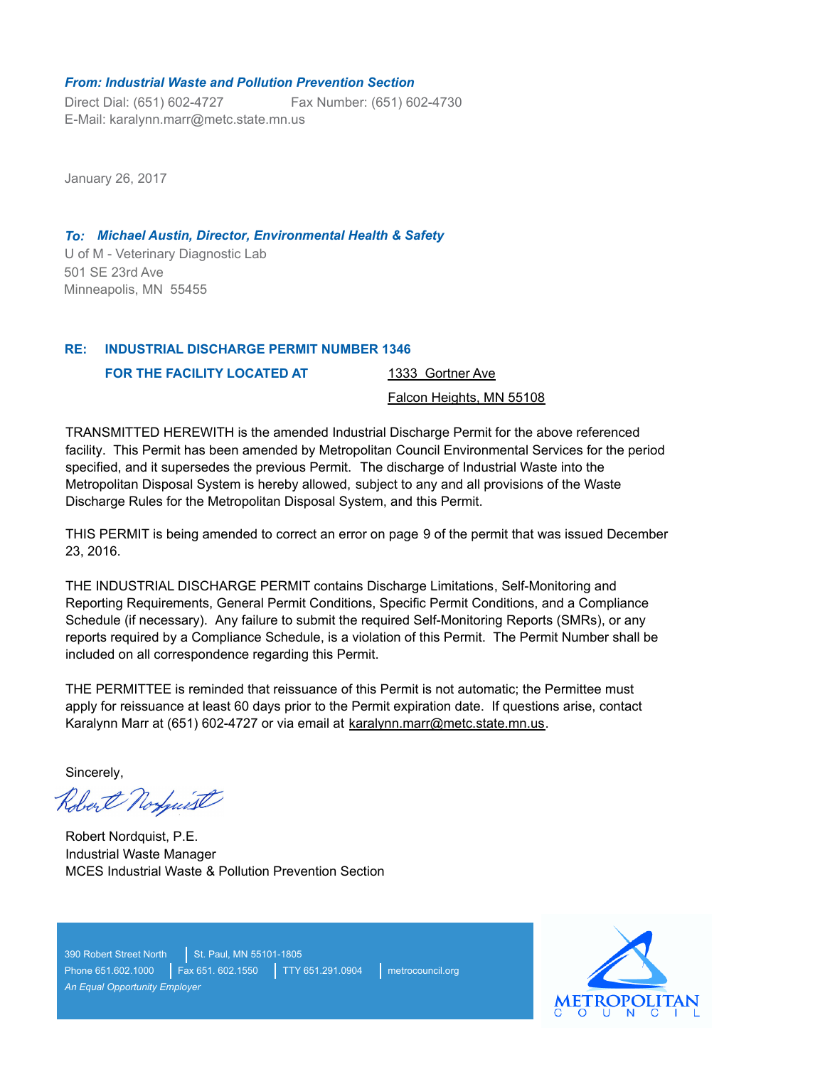***From: Industrial Waste and Pollution Prevention Section***

Direct Dial: (651) 602-4727 Fax Number: (651) 602-4730
E-Mail: karalynn.marr@metc.state.mn.us

January 26, 2017

***To: Michael Austin, Director, Environmental Health & Safety***

U of M - Veterinary Diagnostic Lab
501 SE 23rd Ave
Minneapolis, MN 55455

**RE: INDUSTRIAL DISCHARGE PERMIT NUMBER 1346**

**FOR THE FACILITY LOCATED AT** 1333 Gortner Ave
Falcon Heights, MN 55108

TRANSMITTED HEREWITH is the amended Industrial Discharge Permit for the above referenced facility. This Permit has been amended by Metropolitan Council Environmental Services for the period specified, and it supersedes the previous Permit. The discharge of Industrial Waste into the Metropolitan Disposal System is hereby allowed, subject to any and all provisions of the Waste Discharge Rules for the Metropolitan Disposal System, and this Permit.

THIS PERMIT is being amended to correct an error on page 9 of the permit that was issued December 23, 2016.

THE INDUSTRIAL DISCHARGE PERMIT contains Discharge Limitations, Self-Monitoring and Reporting Requirements, General Permit Conditions, Specific Permit Conditions, and a Compliance Schedule (if necessary). Any failure to submit the required Self-Monitoring Reports (SMRs), or any reports required by a Compliance Schedule, is a violation of this Permit. The Permit Number shall be included on all correspondence regarding this Permit.

THE PERMITTEE is reminded that reissuance of this Permit is not automatic; the Permittee must apply for reissuance at least 60 days prior to the Permit expiration date. If questions arise, contact Karalynn Marr at (651) 602-4727 or via email at karalynn.marr@metc.state.mn.us.

Sincerely,

*Robert Nordquist*

Robert Nordquist, P.E.
Industrial Waste Manager
MCES Industrial Waste & Pollution Prevention Section

390 Robert Street North | St. Paul, MN 55101-1805
Phone 651.602.1000 | Fax 651. 602.1550 | TTY 651.291.0904 | metrocouncil.org
*An Equal Opportunity Employer*

METROPOLITAN COUNCIL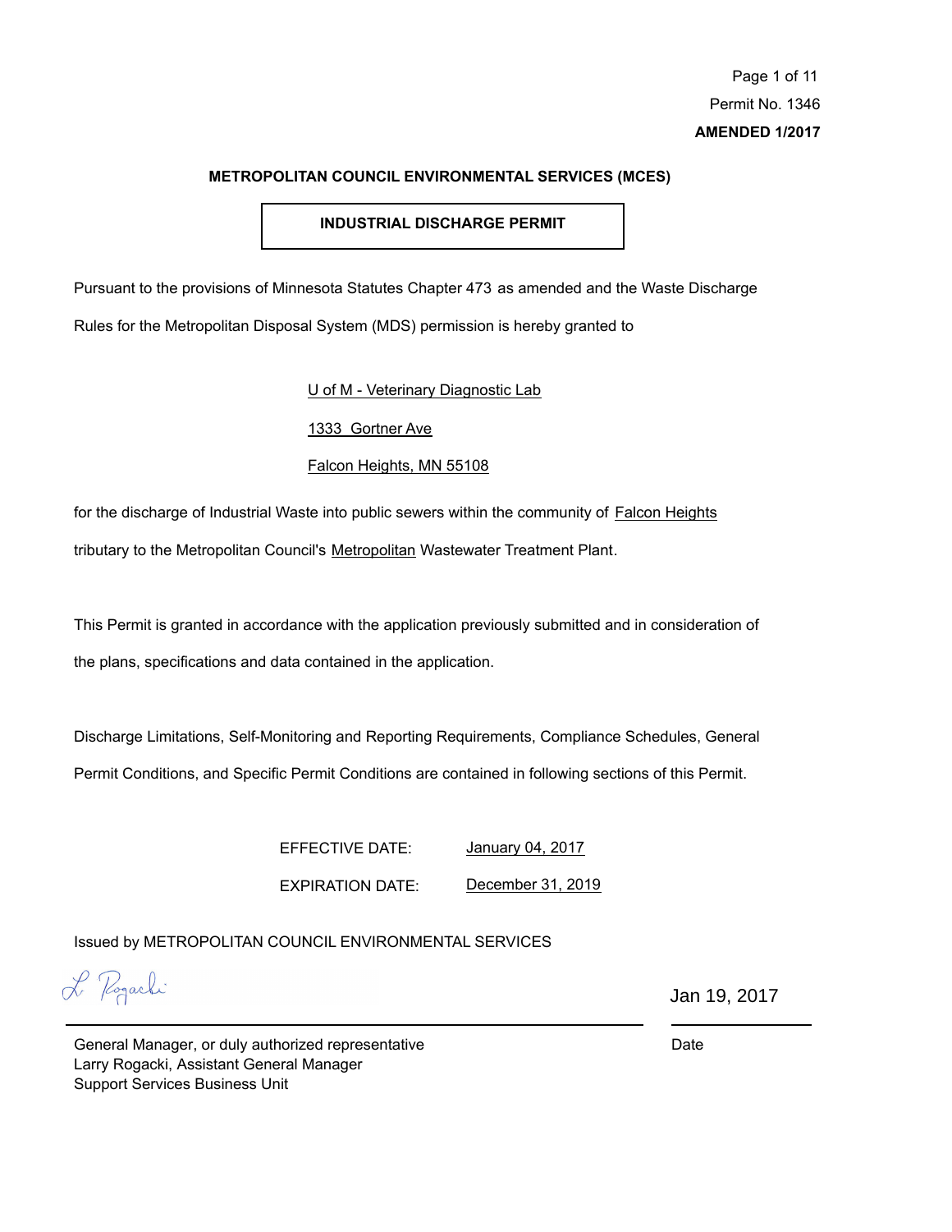Permit No. 1346

**AMENDED 1/2017**

**METROPOLITAN COUNCIL ENVIRONMENTAL SERVICES (MCES)**

## INDUSTRIAL DISCHARGE PERMIT

Pursuant to the provisions of Minnesota Statutes Chapter 473 as amended and the Waste Discharge Rules for the Metropolitan Disposal System (MDS) permission is hereby granted to

U of M - Veterinary Diagnostic Lab

1333 Gortner Ave

Falcon Heights, MN 55108

for the discharge of Industrial Waste into public sewers within the community of Falcon Heights tributary to the Metropolitan Council's Metropolitan Wastewater Treatment Plant.

This Permit is granted in accordance with the application previously submitted and in consideration of the plans, specifications and data contained in the application.

Discharge Limitations, Self-Monitoring and Reporting Requirements, Compliance Schedules, General Permit Conditions, and Specific Permit Conditions are contained in following sections of this Permit.

EFFECTIVE DATE: January 04, 2017

EXPIRATION DATE: December 31, 2019

Issued by METROPOLITAN COUNCIL ENVIRONMENTAL SERVICES

L. Rogacki

Jan 19, 2017

General Manager, or duly authorized representative
Larry Rogacki, Assistant General Manager
Support Services Business Unit

Date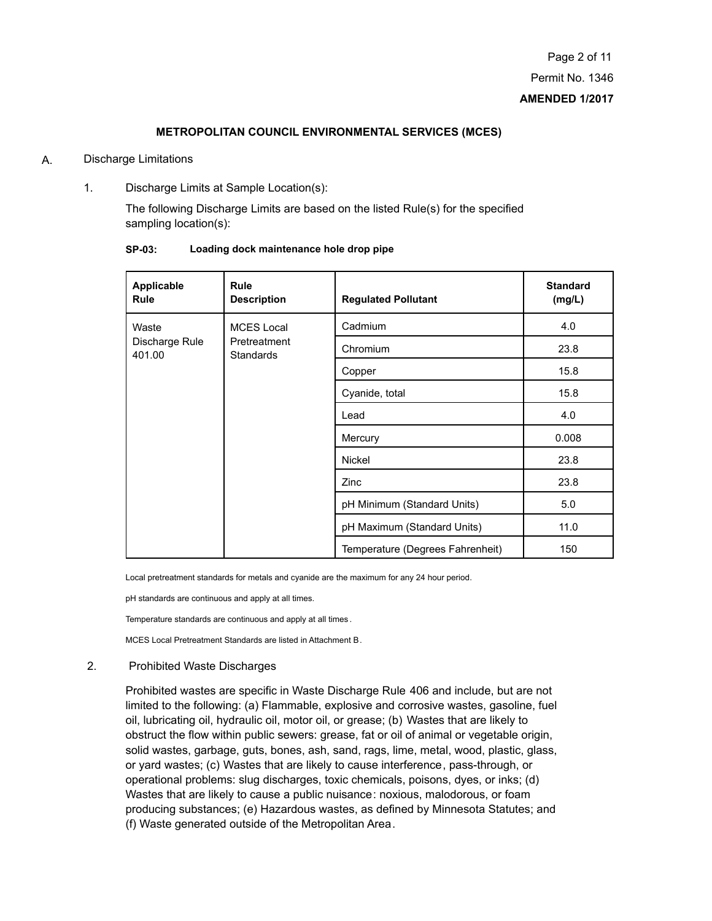## METROPOLITAN COUNCIL ENVIRONMENTAL SERVICES (MCES)

A. Discharge Limitations

1. Discharge Limits at Sample Location(s):

   The following Discharge Limits are based on the listed Rule(s) for the specified sampling location(s):

**SP-03: Loading dock maintenance hole drop pipe**

| Applicable Rule | Rule Description | Regulated Pollutant | Standard (mg/L) |
|---|---|---|---|
| Waste Discharge Rule 401.00 | MCES Local Pretreatment Standards | Cadmium | 4.0 |
| | | Chromium | 23.8 |
| | | Copper | 15.8 |
| | | Cyanide, total | 15.8 |
| | | Lead | 4.0 |
| | | Mercury | 0.008 |
| | | Nickel | 23.8 |
| | | Zinc | 23.8 |
| | | pH Minimum (Standard Units) | 5.0 |
| | | pH Maximum (Standard Units) | 11.0 |
| | | Temperature (Degrees Fahrenheit) | 150 |

Local pretreatment standards for metals and cyanide are the maximum for any 24 hour period.

pH standards are continuous and apply at all times.

Temperature standards are continuous and apply at all times.

MCES Local Pretreatment Standards are listed in Attachment B.

2. Prohibited Waste Discharges

   Prohibited wastes are specific in Waste Discharge Rule 406 and include, but are not limited to the following: (a) Flammable, explosive and corrosive wastes, gasoline, fuel oil, lubricating oil, hydraulic oil, motor oil, or grease; (b) Wastes that are likely to obstruct the flow within public sewers: grease, fat or oil of animal or vegetable origin, solid wastes, garbage, guts, bones, ash, sand, rags, lime, metal, wood, plastic, glass, or yard wastes; (c) Wastes that are likely to cause interference, pass-through, or operational problems: slug discharges, toxic chemicals, poisons, dyes, or inks; (d) Wastes that are likely to cause a public nuisance: noxious, malodorous, or foam producing substances; (e) Hazardous wastes, as defined by Minnesota Statutes; and (f) Waste generated outside of the Metropolitan Area.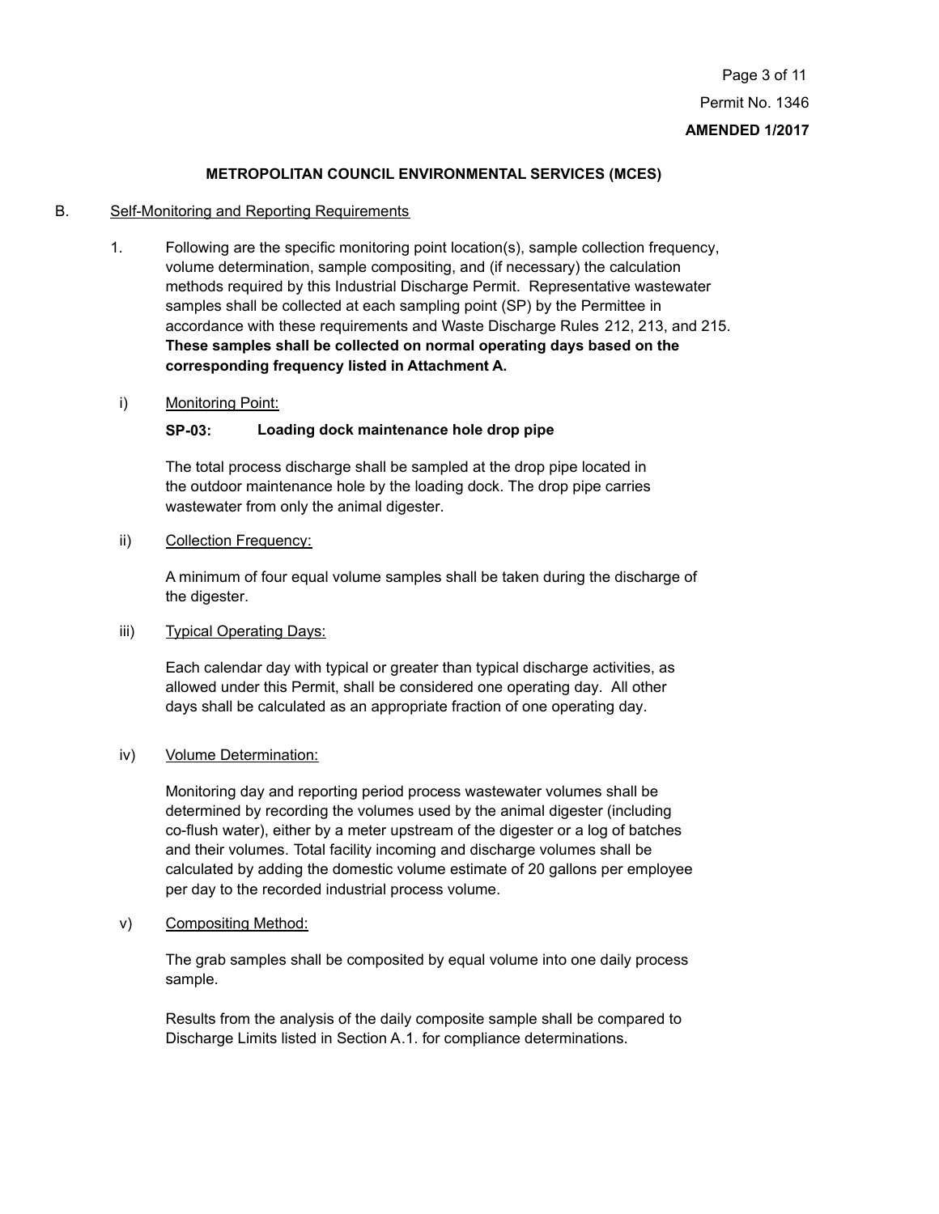**METROPOLITAN COUNCIL ENVIRONMENTAL SERVICES (MCES)**

B. Self-Monitoring and Reporting Requirements

1. Following are the specific monitoring point location(s), sample collection frequency, volume determination, sample compositing, and (if necessary) the calculation methods required by this Industrial Discharge Permit. Representative wastewater samples shall be collected at each sampling point (SP) by the Permittee in accordance with these requirements and Waste Discharge Rules 212, 213, and 215. **These samples shall be collected on normal operating days based on the corresponding frequency listed in Attachment A.**

i) Monitoring Point:

**SP-03: Loading dock maintenance hole drop pipe**

The total process discharge shall be sampled at the drop pipe located in the outdoor maintenance hole by the loading dock. The drop pipe carries wastewater from only the animal digester.

ii) Collection Frequency:

A minimum of four equal volume samples shall be taken during the discharge of the digester.

iii) Typical Operating Days:

Each calendar day with typical or greater than typical discharge activities, as allowed under this Permit, shall be considered one operating day. All other days shall be calculated as an appropriate fraction of one operating day.

iv) Volume Determination:

Monitoring day and reporting period process wastewater volumes shall be determined by recording the volumes used by the animal digester (including co-flush water), either by a meter upstream of the digester or a log of batches and their volumes. Total facility incoming and discharge volumes shall be calculated by adding the domestic volume estimate of 20 gallons per employee per day to the recorded industrial process volume.

v) Compositing Method:

The grab samples shall be composited by equal volume into one daily process sample.

Results from the analysis of the daily composite sample shall be compared to Discharge Limits listed in Section A.1. for compliance determinations.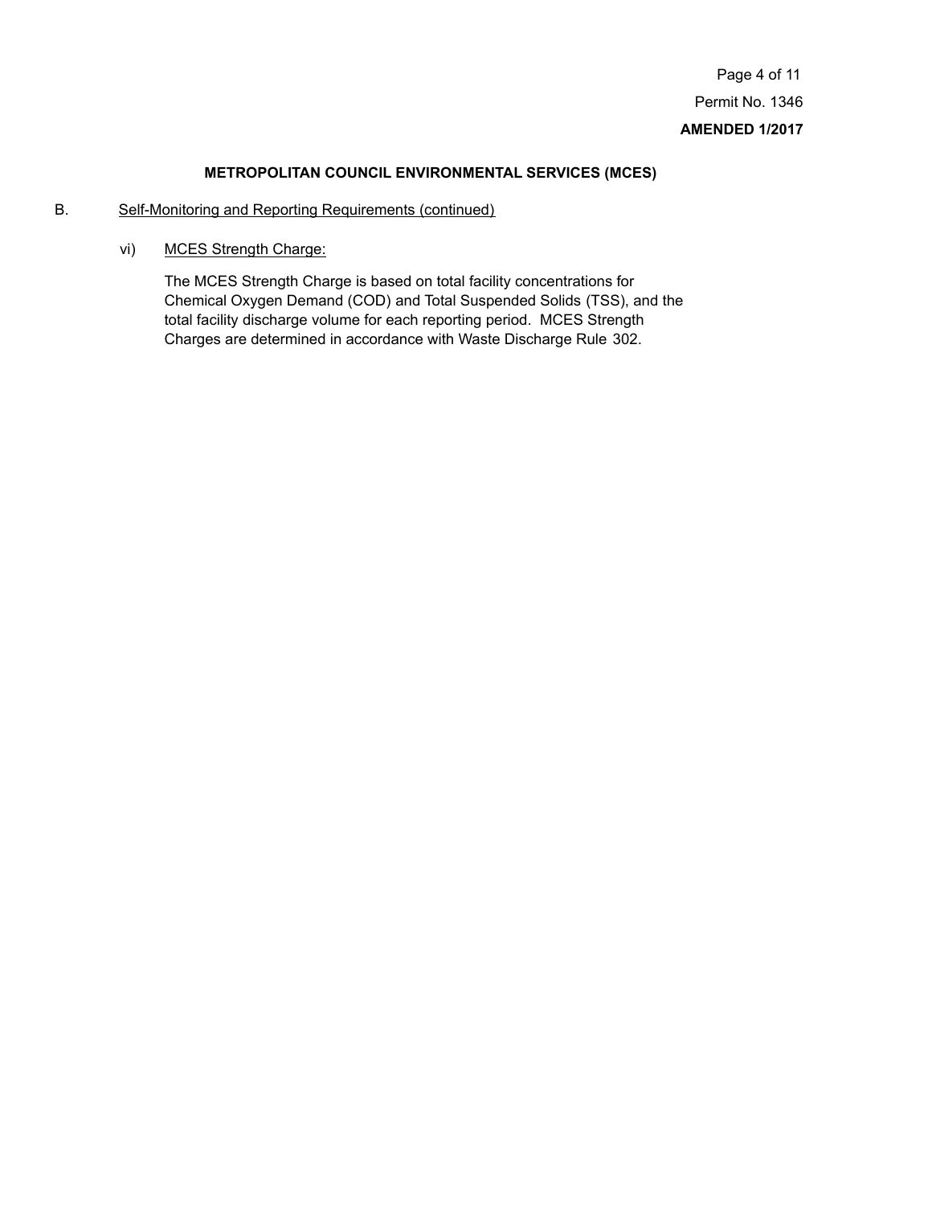**METROPOLITAN COUNCIL ENVIRONMENTAL SERVICES (MCES)**

B. Self-Monitoring and Reporting Requirements (continued)

vi) MCES Strength Charge:

The MCES Strength Charge is based on total facility concentrations for Chemical Oxygen Demand (COD) and Total Suspended Solids (TSS), and the total facility discharge volume for each reporting period. MCES Strength Charges are determined in accordance with Waste Discharge Rule 302.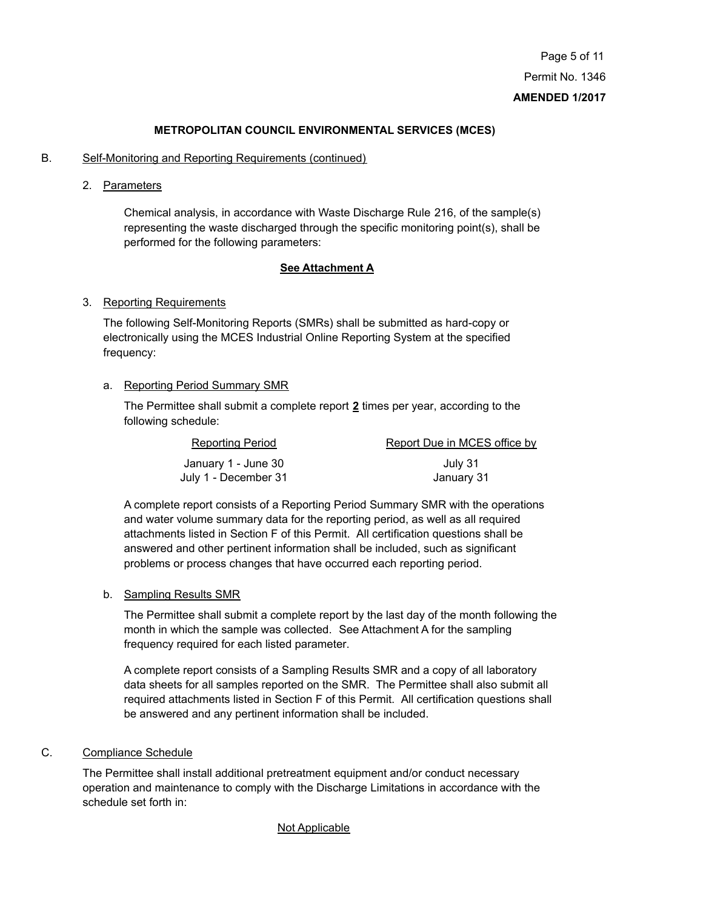**METROPOLITAN COUNCIL ENVIRONMENTAL SERVICES (MCES)**

B. Self-Monitoring and Reporting Requirements (continued)

2. Parameters

   Chemical analysis, in accordance with Waste Discharge Rule 216, of the sample(s) representing the waste discharged through the specific monitoring point(s), shall be performed for the following parameters:

   **See Attachment A**

3. Reporting Requirements

   The following Self-Monitoring Reports (SMRs) shall be submitted as hard-copy or electronically using the MCES Industrial Online Reporting System at the specified frequency:

   a. Reporting Period Summary SMR

      The Permittee shall submit a complete report **2** times per year, according to the following schedule:

      | Reporting Period | Report Due in MCES office by |
      |---|---|
      | January 1 - June 30 | July 31 |
      | July 1 - December 31 | January 31 |

      A complete report consists of a Reporting Period Summary SMR with the operations and water volume summary data for the reporting period, as well as all required attachments listed in Section F of this Permit. All certification questions shall be answered and other pertinent information shall be included, such as significant problems or process changes that have occurred each reporting period.

   b. Sampling Results SMR

      The Permittee shall submit a complete report by the last day of the month following the month in which the sample was collected. See Attachment A for the sampling frequency required for each listed parameter.

      A complete report consists of a Sampling Results SMR and a copy of all laboratory data sheets for all samples reported on the SMR. The Permittee shall also submit all required attachments listed in Section F of this Permit. All certification questions shall be answered and any pertinent information shall be included.

C. Compliance Schedule

The Permittee shall install additional pretreatment equipment and/or conduct necessary operation and maintenance to comply with the Discharge Limitations in accordance with the schedule set forth in:

Not Applicable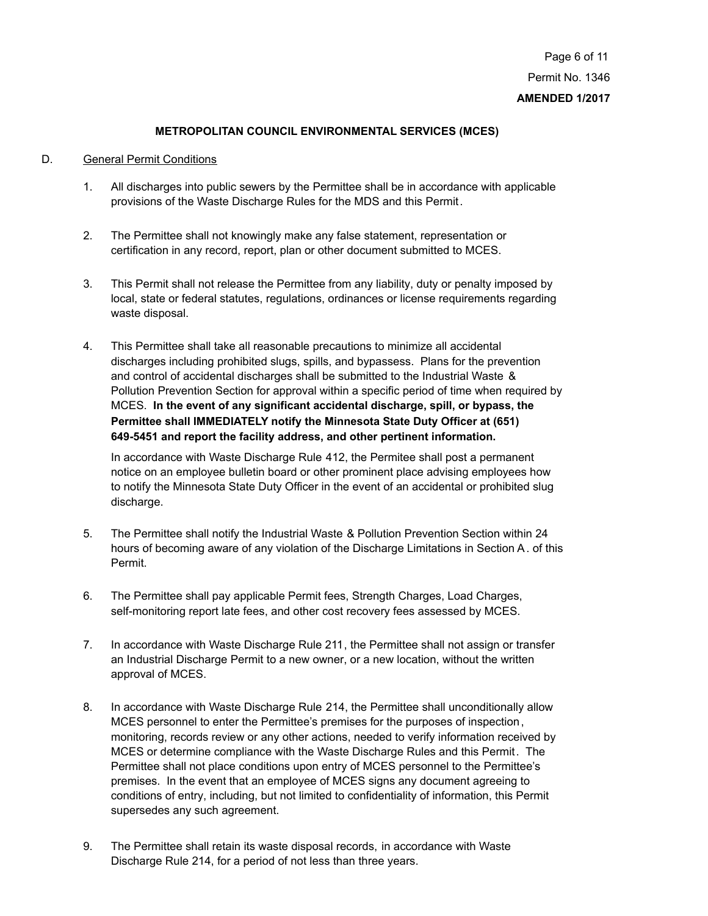**METROPOLITAN COUNCIL ENVIRONMENTAL SERVICES (MCES)**

D. General Permit Conditions

1. All discharges into public sewers by the Permittee shall be in accordance with applicable provisions of the Waste Discharge Rules for the MDS and this Permit.

2. The Permittee shall not knowingly make any false statement, representation or certification in any record, report, plan or other document submitted to MCES.

3. This Permit shall not release the Permittee from any liability, duty or penalty imposed by local, state or federal statutes, regulations, ordinances or license requirements regarding waste disposal.

4. This Permittee shall take all reasonable precautions to minimize all accidental discharges including prohibited slugs, spills, and bypassess. Plans for the prevention and control of accidental discharges shall be submitted to the Industrial Waste & Pollution Prevention Section for approval within a specific period of time when required by MCES. **In the event of any significant accidental discharge, spill, or bypass, the Permittee shall IMMEDIATELY notify the Minnesota State Duty Officer at (651) 649-5451 and report the facility address, and other pertinent information.**

   In accordance with Waste Discharge Rule 412, the Permitee shall post a permanent notice on an employee bulletin board or other prominent place advising employees how to notify the Minnesota State Duty Officer in the event of an accidental or prohibited slug discharge.

5. The Permittee shall notify the Industrial Waste & Pollution Prevention Section within 24 hours of becoming aware of any violation of the Discharge Limitations in Section A. of this Permit.

6. The Permittee shall pay applicable Permit fees, Strength Charges, Load Charges, self-monitoring report late fees, and other cost recovery fees assessed by MCES.

7. In accordance with Waste Discharge Rule 211, the Permittee shall not assign or transfer an Industrial Discharge Permit to a new owner, or a new location, without the written approval of MCES.

8. In accordance with Waste Discharge Rule 214, the Permittee shall unconditionally allow MCES personnel to enter the Permittee's premises for the purposes of inspection, monitoring, records review or any other actions, needed to verify information received by MCES or determine compliance with the Waste Discharge Rules and this Permit. The Permittee shall not place conditions upon entry of MCES personnel to the Permittee's premises. In the event that an employee of MCES signs any document agreeing to conditions of entry, including, but not limited to confidentiality of information, this Permit supersedes any such agreement.

9. The Permittee shall retain its waste disposal records, in accordance with Waste Discharge Rule 214, for a period of not less than three years.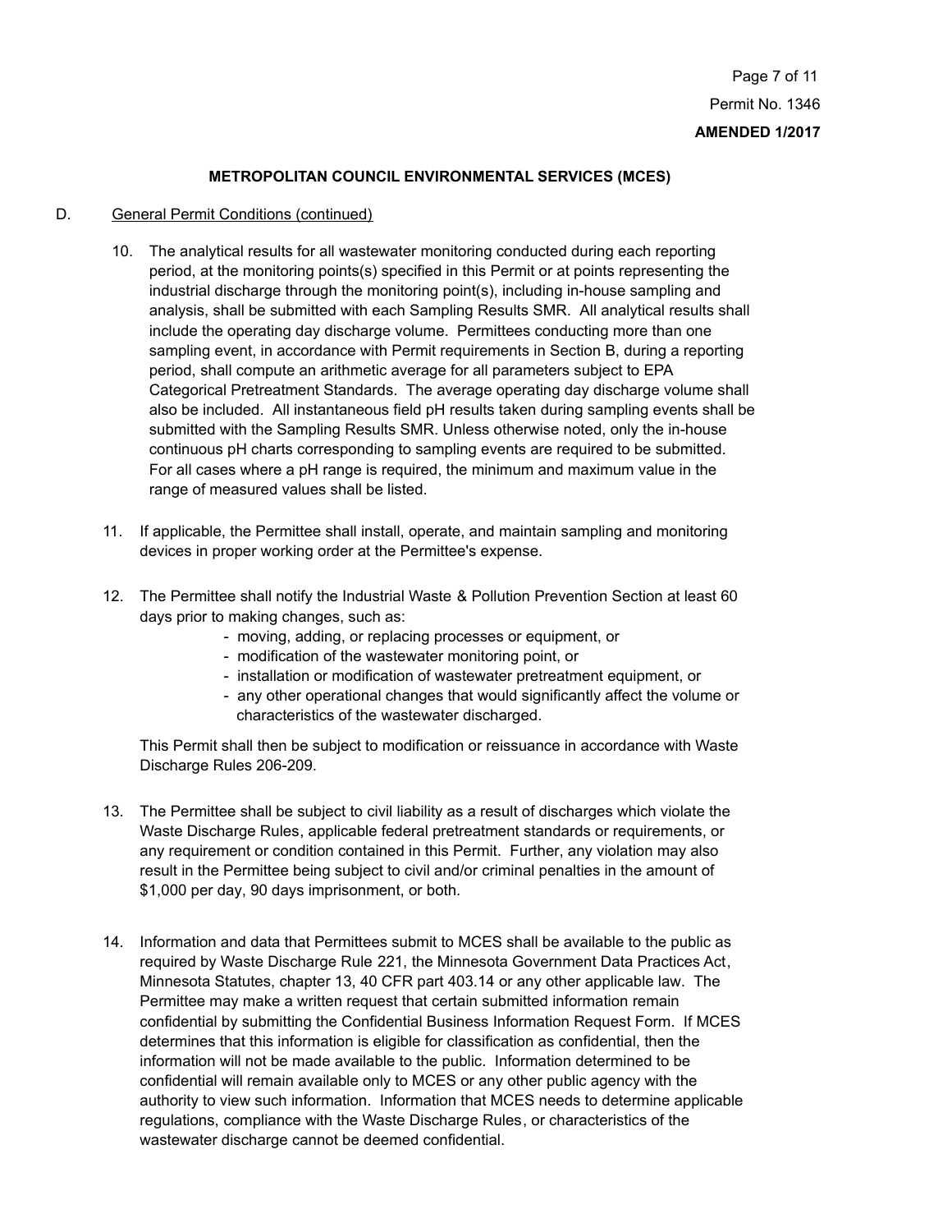**METROPOLITAN COUNCIL ENVIRONMENTAL SERVICES (MCES)**

D. General Permit Conditions (continued)

10. The analytical results for all wastewater monitoring conducted during each reporting period, at the monitoring points(s) specified in this Permit or at points representing the industrial discharge through the monitoring point(s), including in-house sampling and analysis, shall be submitted with each Sampling Results SMR. All analytical results shall include the operating day discharge volume. Permittees conducting more than one sampling event, in accordance with Permit requirements in Section B, during a reporting period, shall compute an arithmetic average for all parameters subject to EPA Categorical Pretreatment Standards. The average operating day discharge volume shall also be included. All instantaneous field pH results taken during sampling events shall be submitted with the Sampling Results SMR. Unless otherwise noted, only the in-house continuous pH charts corresponding to sampling events are required to be submitted. For all cases where a pH range is required, the minimum and maximum value in the range of measured values shall be listed.

11. If applicable, the Permittee shall install, operate, and maintain sampling and monitoring devices in proper working order at the Permittee's expense.

12. The Permittee shall notify the Industrial Waste & Pollution Prevention Section at least 60 days prior to making changes, such as:
    - moving, adding, or replacing processes or equipment, or
    - modification of the wastewater monitoring point, or
    - installation or modification of wastewater pretreatment equipment, or
    - any other operational changes that would significantly affect the volume or characteristics of the wastewater discharged.

    This Permit shall then be subject to modification or reissuance in accordance with Waste Discharge Rules 206-209.

13. The Permittee shall be subject to civil liability as a result of discharges which violate the Waste Discharge Rules, applicable federal pretreatment standards or requirements, or any requirement or condition contained in this Permit. Further, any violation may also result in the Permittee being subject to civil and/or criminal penalties in the amount of $1,000 per day, 90 days imprisonment, or both.

14. Information and data that Permittees submit to MCES shall be available to the public as required by Waste Discharge Rule 221, the Minnesota Government Data Practices Act, Minnesota Statutes, chapter 13, 40 CFR part 403.14 or any other applicable law. The Permittee may make a written request that certain submitted information remain confidential by submitting the Confidential Business Information Request Form. If MCES determines that this information is eligible for classification as confidential, then the information will not be made available to the public. Information determined to be confidential will remain available only to MCES or any other public agency with the authority to view such information. Information that MCES needs to determine applicable regulations, compliance with the Waste Discharge Rules, or characteristics of the wastewater discharge cannot be deemed confidential.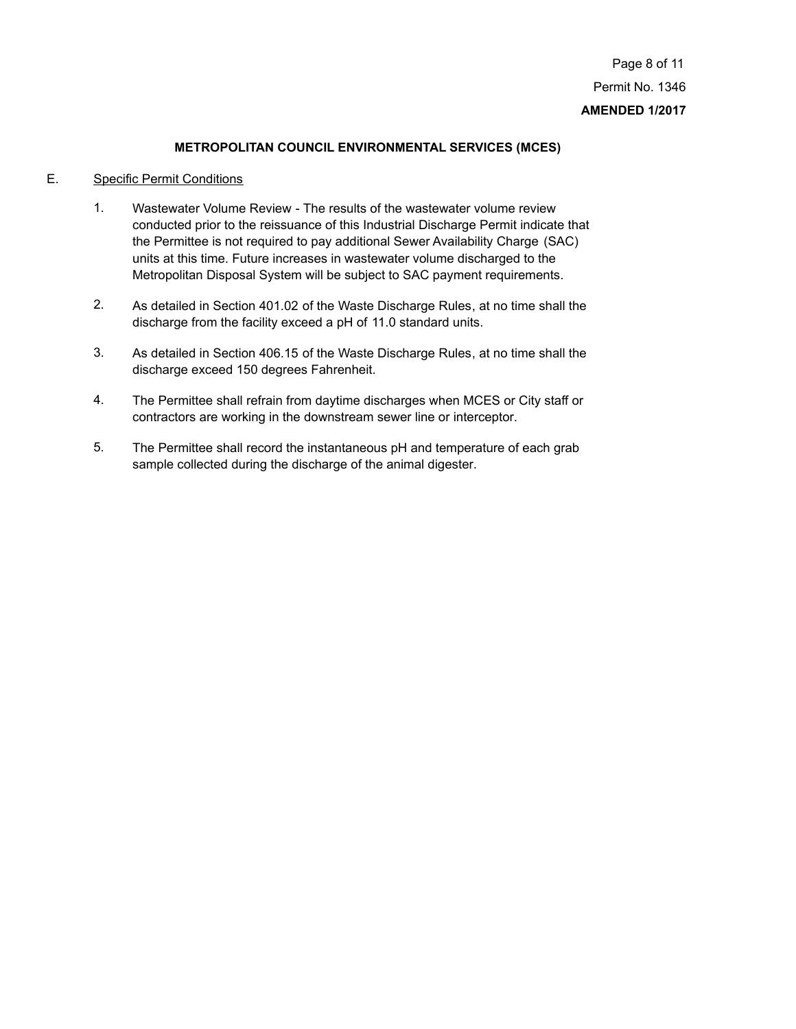**METROPOLITAN COUNCIL ENVIRONMENTAL SERVICES (MCES)**

E. Specific Permit Conditions

1. Wastewater Volume Review - The results of the wastewater volume review conducted prior to the reissuance of this Industrial Discharge Permit indicate that the Permittee is not required to pay additional Sewer Availability Charge (SAC) units at this time. Future increases in wastewater volume discharged to the Metropolitan Disposal System will be subject to SAC payment requirements.

2. As detailed in Section 401.02 of the Waste Discharge Rules, at no time shall the discharge from the facility exceed a pH of 11.0 standard units.

3. As detailed in Section 406.15 of the Waste Discharge Rules, at no time shall the discharge exceed 150 degrees Fahrenheit.

4. The Permittee shall refrain from daytime discharges when MCES or City staff or contractors are working in the downstream sewer line or interceptor.

5. The Permittee shall record the instantaneous pH and temperature of each grab sample collected during the discharge of the animal digester.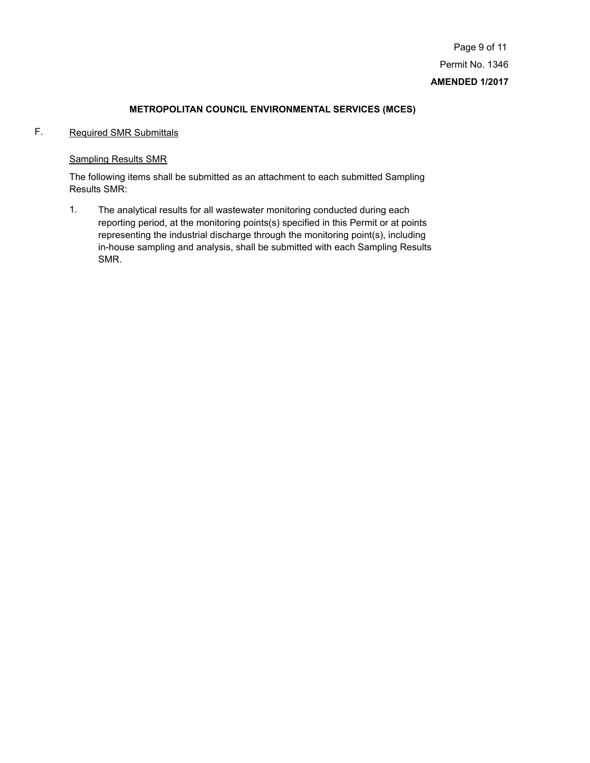## METROPOLITAN COUNCIL ENVIRONMENTAL SERVICES (MCES)

F. Required SMR Submittals

Sampling Results SMR

The following items shall be submitted as an attachment to each submitted Sampling Results SMR:

1. The analytical results for all wastewater monitoring conducted during each reporting period, at the monitoring points(s) specified in this Permit or at points representing the industrial discharge through the monitoring point(s), including in-house sampling and analysis, shall be submitted with each Sampling Results SMR.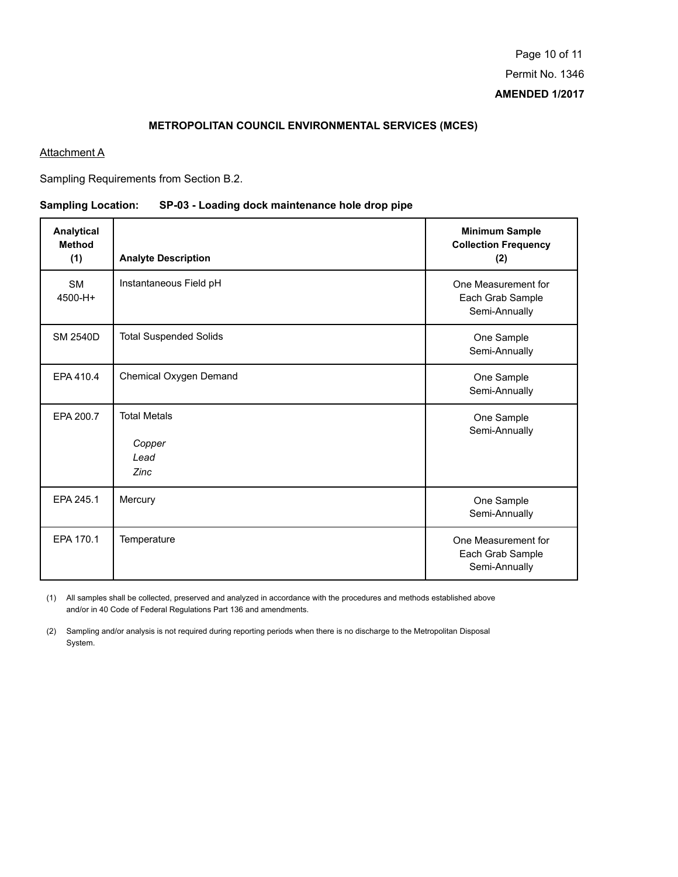**METROPOLITAN COUNCIL ENVIRONMENTAL SERVICES (MCES)**

Attachment A

Sampling Requirements from Section B.2.

**Sampling Location: SP-03 - Loading dock maintenance hole drop pipe**

| Analytical Method (1) | Analyte Description | Minimum Sample Collection Frequency (2) |
|---|---|---|
| SM 4500-H+ | Instantaneous Field pH | One Measurement for Each Grab Sample Semi-Annually |
| SM 2540D | Total Suspended Solids | One Sample Semi-Annually |
| EPA 410.4 | Chemical Oxygen Demand | One Sample Semi-Annually |
| EPA 200.7 | Total Metals<br>*Copper*<br>*Lead*<br>*Zinc* | One Sample Semi-Annually |
| EPA 245.1 | Mercury | One Sample Semi-Annually |
| EPA 170.1 | Temperature | One Measurement for Each Grab Sample Semi-Annually |

(1) All samples shall be collected, preserved and analyzed in accordance with the procedures and methods established above and/or in 40 Code of Federal Regulations Part 136 and amendments.

(2) Sampling and/or analysis is not required during reporting periods when there is no discharge to the Metropolitan Disposal System.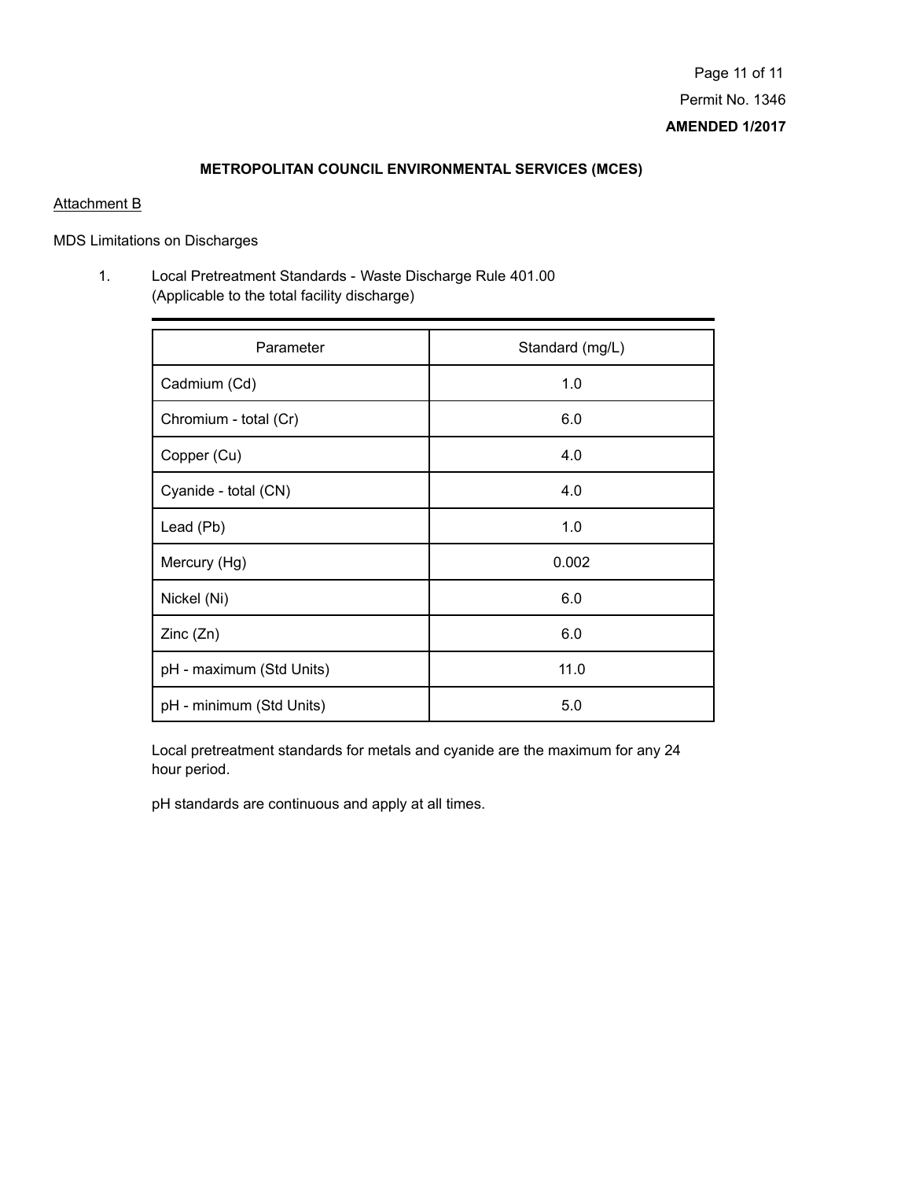**METROPOLITAN COUNCIL ENVIRONMENTAL SERVICES (MCES)**

Attachment B

MDS Limitations on Discharges

1. Local Pretreatment Standards - Waste Discharge Rule 401.00
   (Applicable to the total facility discharge)

| Parameter | Standard (mg/L) |
|---|---|
| Cadmium (Cd) | 1.0 |
| Chromium - total (Cr) | 6.0 |
| Copper (Cu) | 4.0 |
| Cyanide - total (CN) | 4.0 |
| Lead (Pb) | 1.0 |
| Mercury (Hg) | 0.002 |
| Nickel (Ni) | 6.0 |
| Zinc (Zn) | 6.0 |
| pH - maximum (Std Units) | 11.0 |
| pH - minimum (Std Units) | 5.0 |

Local pretreatment standards for metals and cyanide are the maximum for any 24 hour period.

pH standards are continuous and apply at all times.